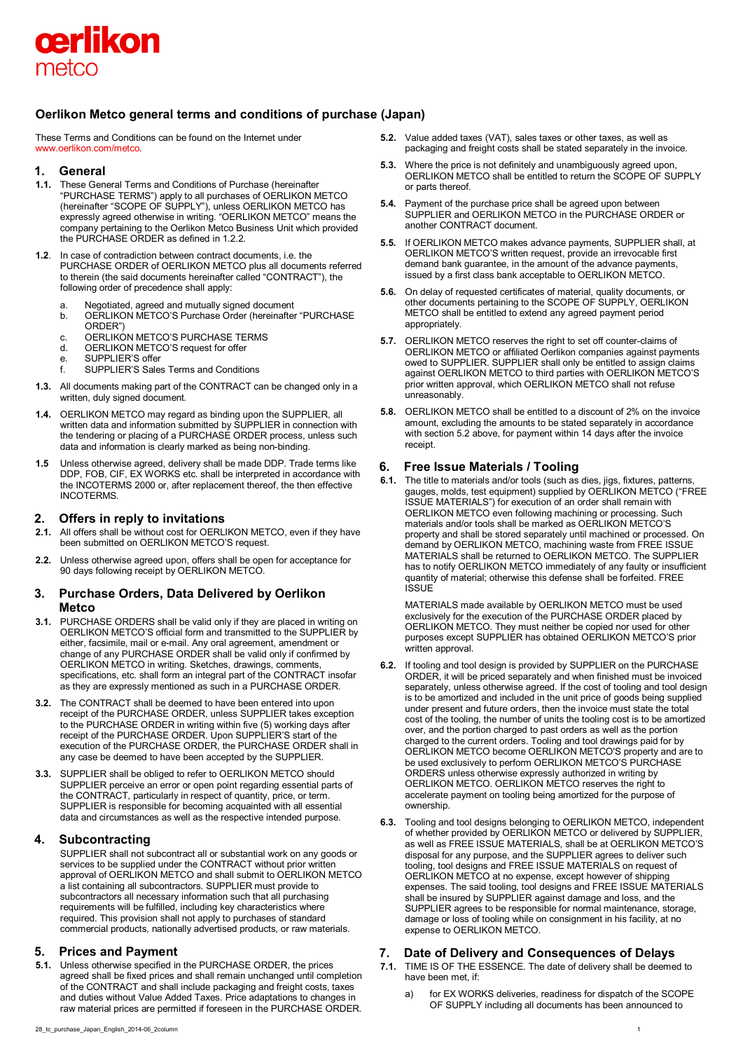# Oerlikon Metco general terms and conditions of purchase (Japan)

These Terms and Conditions can be found on the Internet under www.oerlikon.com/metco.

## 1. General

**1.1.** These General Terms and Conditions of Purchase (hereinafter "PURCHASE TERMS") apply to all purchases of OERLIKON METCO (hereinafter "SCOPE OF SUPPLY"), unless OERLIKON METCO has expressly agreed otherwise in writing. "OERLIKON METCO" means the company pertaining to the Oerlikon Metco Business Unit which provided the PURCHASE ORDER as defined in 1.2.2.

**1.2**. In case of contradiction between contract documents, i.e. the PURCHASE ORDER of OERLIKON METCO plus all documents referred to therein (the said documents hereinafter called "CONTRACT"), the following order of precedence shall apply:

a. Negotiated, agreed and mutually signed document
b. OERLIKON METCO'S Purchase Order (hereinafter "PURCHASE ORDER")
c. OERLIKON METCO'S PURCHASE TERMS
d. OERLIKON METCO'S request for offer
e. SUPPLIER'S offer
f. SUPPLIER'S Sales Terms and Conditions

**1.3.** All documents making part of the CONTRACT can be changed only in a written, duly signed document.

**1.4.** OERLIKON METCO may regard as binding upon the SUPPLIER, all written data and information submitted by SUPPLIER in connection with the tendering or placing of a PURCHASE ORDER process, unless such data and information is clearly marked as being non-binding.

**1.5** Unless otherwise agreed, delivery shall be made DDP. Trade terms like DDP, FOB, CIF, EX WORKS etc. shall be interpreted in accordance with the INCOTERMS 2000 or, after replacement thereof, the then effective INCOTERMS.

## 2. Offers in reply to invitations

**2.1.** All offers shall be without cost for OERLIKON METCO, even if they have been submitted on OERLIKON METCO'S request.

**2.2.** Unless otherwise agreed upon, offers shall be open for acceptance for 90 days following receipt by OERLIKON METCO.

## 3. Purchase Orders, Data Delivered by Oerlikon Metco

**3.1.** PURCHASE ORDERS shall be valid only if they are placed in writing on OERLIKON METCO'S official form and transmitted to the SUPPLIER by either, facsimile, mail or e-mail. Any oral agreement, amendment or change of any PURCHASE ORDER shall be valid only if confirmed by OERLIKON METCO in writing. Sketches, drawings, comments, specifications, etc. shall form an integral part of the CONTRACT insofar as they are expressly mentioned as such in a PURCHASE ORDER.

**3.2.** The CONTRACT shall be deemed to have been entered into upon receipt of the PURCHASE ORDER, unless SUPPLIER takes exception to the PURCHASE ORDER in writing within five (5) working days after receipt of the PURCHASE ORDER. Upon SUPPLIER'S start of the execution of the PURCHASE ORDER, the PURCHASE ORDER shall in any case be deemed to have been accepted by the SUPPLIER.

**3.3.** SUPPLIER shall be obliged to refer to OERLIKON METCO should SUPPLIER perceive an error or open point regarding essential parts of the CONTRACT, particularly in respect of quantity, price, or term. SUPPLIER is responsible for becoming acquainted with all essential data and circumstances as well as the respective intended purpose.

## 4. Subcontracting

SUPPLIER shall not subcontract all or substantial work on any goods or services to be supplied under the CONTRACT without prior written approval of OERLIKON METCO and shall submit to OERLIKON METCO a list containing all subcontractors. SUPPLIER must provide to subcontractors all necessary information such that all purchasing requirements will be fulfilled, including key characteristics where required. This provision shall not apply to purchases of standard commercial products, nationally advertised products, or raw materials.

## 5. Prices and Payment

**5.1.** Unless otherwise specified in the PURCHASE ORDER, the prices agreed shall be fixed prices and shall remain unchanged until completion of the CONTRACT and shall include packaging and freight costs, taxes and duties without Value Added Taxes. Price adaptations to changes in raw material prices are permitted if foreseen in the PURCHASE ORDER.

**5.2.** Value added taxes (VAT), sales taxes or other taxes, as well as packaging and freight costs shall be stated separately in the invoice.

**5.3.** Where the price is not definitely and unambiguously agreed upon, OERLIKON METCO shall be entitled to return the SCOPE OF SUPPLY or parts thereof.

**5.4.** Payment of the purchase price shall be agreed upon between SUPPLIER and OERLIKON METCO in the PURCHASE ORDER or another CONTRACT document.

**5.5.** If OERLIKON METCO makes advance payments, SUPPLIER shall, at OERLIKON METCO'S written request, provide an irrevocable first demand bank guarantee, in the amount of the advance payments, issued by a first class bank acceptable to OERLIKON METCO.

**5.6.** On delay of requested certificates of material, quality documents, or other documents pertaining to the SCOPE OF SUPPLY, OERLIKON METCO shall be entitled to extend any agreed payment period appropriately.

**5.7.** OERLIKON METCO reserves the right to set off counter-claims of OERLIKON METCO or affiliated Oerlikon companies against payments owed to SUPPLIER. SUPPLIER shall only be entitled to assign claims against OERLIKON METCO to third parties with OERLIKON METCO'S prior written approval, which OERLIKON METCO shall not refuse unreasonably.

**5.8.** OERLIKON METCO shall be entitled to a discount of 2% on the invoice amount, excluding the amounts to be stated separately in accordance with section 5.2 above, for payment within 14 days after the invoice receipt.

## 6. Free Issue Materials / Tooling

**6.1.** The title to materials and/or tools (such as dies, jigs, fixtures, patterns, gauges, molds, test equipment) supplied by OERLIKON METCO ("FREE ISSUE MATERIALS") for execution of an order shall remain with OERLIKON METCO even following machining or processing. Such materials and/or tools shall be marked as OERLIKON METCO'S property and shall be stored separately until machined or processed. On demand by OERLIKON METCO, machining waste from FREE ISSUE MATERIALS shall be returned to OERLIKON METCO. The SUPPLIER has to notify OERLIKON METCO immediately of any faulty or insufficient quantity of material; otherwise this defense shall be forfeited. FREE ISSUE

MATERIALS made available by OERLIKON METCO must be used exclusively for the execution of the PURCHASE ORDER placed by OERLIKON METCO. They must neither be copied nor used for other purposes except SUPPLIER has obtained OERLIKON METCO'S prior written approval.

**6.2.** If tooling and tool design is provided by SUPPLIER on the PURCHASE ORDER, it will be priced separately and when finished must be invoiced separately, unless otherwise agreed. If the cost of tooling and tool design is to be amortized and included in the unit price of goods being supplied under present and future orders, then the invoice must state the total cost of the tooling, the number of units the tooling cost is to be amortized over, and the portion charged to past orders as well as the portion charged to the current orders. Tooling and tool drawings paid for by OERLIKON METCO become OERLIKON METCO'S property and are to be used exclusively to perform OERLIKON METCO'S PURCHASE ORDERS unless otherwise expressly authorized in writing by OERLIKON METCO. OERLIKON METCO reserves the right to accelerate payment on tooling being amortized for the purpose of ownership.

**6.3.** Tooling and tool designs belonging to OERLIKON METCO, independent of whether provided by OERLIKON METCO or delivered by SUPPLIER, as well as FREE ISSUE MATERIALS, shall be at OERLIKON METCO'S disposal for any purpose, and the SUPPLIER agrees to deliver such tooling, tool designs and FREE ISSUE MATERIALS on request of OERLIKON METCO at no expense, except however of shipping expenses. The said tooling, tool designs and FREE ISSUE MATERIALS shall be insured by SUPPLIER against damage and loss, and the SUPPLIER agrees to be responsible for normal maintenance, storage, damage or loss of tooling while on consignment in his facility, at no expense to OERLIKON METCO.

## 7. Date of Delivery and Consequences of Delays

**7.1.** TIME IS OF THE ESSENCE. The date of delivery shall be deemed to have been met, if:

a) for EX WORKS deliveries, readiness for dispatch of the SCOPE OF SUPPLY including all documents has been announced to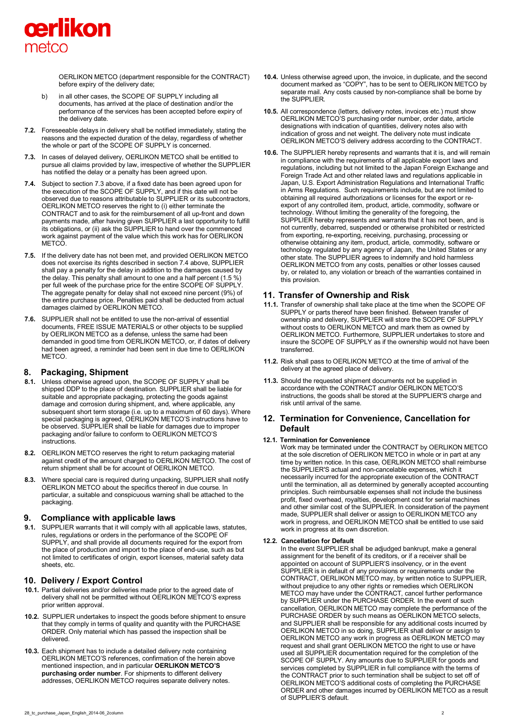OERLIKON METCO (department responsible for the CONTRACT) before expiry of the delivery date;

b) in all other cases, the SCOPE OF SUPPLY including all documents, has arrived at the place of destination and/or the performance of the services has been accepted before expiry of the delivery date.

**7.2.** Foreseeable delays in delivery shall be notified immediately, stating the reasons and the expected duration of the delay, regardless of whether the whole or part of the SCOPE OF SUPPLY is concerned.

**7.3.** In cases of delayed delivery, OERLIKON METCO shall be entitled to pursue all claims provided by law, irrespective of whether the SUPPLIER has notified the delay or a penalty has been agreed upon.

**7.4.** Subject to section 7.3 above, if a fixed date has been agreed upon for the execution of the SCOPE OF SUPPLY, and if this date will not be observed due to reasons attributable to SUPPLIER or its subcontractors, OERLIKON METCO reserves the right to (i) either terminate the CONTRACT and to ask for the reimbursement of all up-front and down payments made, after having given SUPPLIER a last opportunity to fulfill its obligations, or (ii) ask the SUPPLIER to hand over the commenced work against payment of the value which this work has for OERLIKON METCO.

**7.5.** If the delivery date has not been met, and provided OERLIKON METCO does not exercise its rights described in section 7.4 above, SUPPLIER shall pay a penalty for the delay in addition to the damages caused by the delay. This penalty shall amount to one and a half percent (1.5 %) per full week of the purchase price for the entire SCOPE OF SUPPLY. The aggregate penalty for delay shall not exceed nine percent (9%) of the entire purchase price. Penalties paid shall be deducted from actual damages claimed by OERLIKON METCO.

**7.6.** SUPPLIER shall not be entitled to use the non-arrival of essential documents, FREE ISSUE MATERIALS or other objects to be supplied by OERLIKON METCO as a defense, unless the same had been demanded in good time from OERLIKON METCO, or, if dates of delivery had been agreed, a reminder had been sent in due time to OERLIKON METCO.

## 8. Packaging, Shipment

**8.1.** Unless otherwise agreed upon, the SCOPE OF SUPPLY shall be shipped DDP to the place of destination. SUPPLIER shall be liable for suitable and appropriate packaging, protecting the goods against damage and corrosion during shipment, and, where applicable, any subsequent short term storage (i.e. up to a maximum of 60 days). Where special packaging is agreed, OERLIKON METCO'S instructions have to be observed. SUPPLIER shall be liable for damages due to improper packaging and/or failure to conform to OERLIKON METCO'S instructions.

**8.2.** OERLIKON METCO reserves the right to return packaging material against credit of the amount charged to OERLIKON METCO. The cost of return shipment shall be for account of OERLIKON METCO.

**8.3.** Where special care is required during unpacking, SUPPLIER shall notify OERLIKON METCO about the specifics thereof in due course. In particular, a suitable and conspicuous warning shall be attached to the packaging.

## 9. Compliance with applicable laws

**9.1.** SUPPLIER warrants that it will comply with all applicable laws, statutes, rules, regulations or orders in the performance of the SCOPE OF SUPPLY, and shall provide all documents required for the export from the place of production and import to the place of end-use, such as but not limited to certificates of origin, export licenses, material safety data sheets, etc.

## 10. Delivery / Export Control

**10.1.** Partial deliveries and/or deliveries made prior to the agreed date of delivery shall not be permitted without OERLIKON METCO'S express prior written approval.

**10.2.** SUPPLIER undertakes to inspect the goods before shipment to ensure that they comply in terms of quality and quantity with the PURCHASE ORDER. Only material which has passed the inspection shall be delivered.

**10.3.** Each shipment has to include a detailed delivery note containing OERLIKON METCO'S references, confirmation of the herein above mentioned inspection, and in particular **OERLIKON METCO'S purchasing order number**. For shipments to different delivery addresses, OERLIKON METCO requires separate delivery notes.

**10.4.** Unless otherwise agreed upon, the invoice, in duplicate, and the second document marked as "COPY", has to be sent to OERLIKON METCO by separate mail. Any costs caused by non-compliance shall be borne by the SUPPLIER.

**10.5.** All correspondence (letters, delivery notes, invoices etc.) must show OERLIKON METCO'S purchasing order number, order date, article designations with indication of quantities, delivery notes also with indication of gross and net weight. The delivery note must indicate OERLIKON METCO'S delivery address according to the CONTRACT.

**10.6.** The SUPPLIER hereby represents and warrants that it is, and will remain in compliance with the requirements of all applicable export laws and regulations, including but not limited to the Japan Foreign Exchange and Foreign Trade Act and other related laws and regulations applicable in Japan, U.S. Export Administration Regulations and International Traffic in Arms Regulations. Such requirements include, but are not limited to obtaining all required authorizations or licenses for the export or re-export of any controlled item, product, article, commodity, software or technology. Without limiting the generality of the foregoing, the SUPPLIER hereby represents and warrants that it has not been, and is not currently, debarred, suspended or otherwise prohibited or restricted from exporting, re-exporting, receiving, purchasing, processing or otherwise obtaining any item, product, article, commodity, software or technology regulated by any agency of Japan, the United States or any other state. The SUPPLIER agrees to indemnify and hold harmless OERLIKON METCO from any costs, penalties or other losses caused by, or related to, any violation or breach of the warranties contained in this provision.

## 11. Transfer of Ownership and Risk

**11.1.** Transfer of ownership shall take place at the time when the SCOPE OF SUPPLY or parts thereof have been finished. Between transfer of ownership and delivery, SUPPLIER will store the SCOPE OF SUPPLY without costs to OERLIKON METCO and mark them as owned by OERLIKON METCO. Furthermore, SUPPLIER undertakes to store and insure the SCOPE OF SUPPLY as if the ownership would not have been transferred.

**11.2.** Risk shall pass to OERLIKON METCO at the time of arrival of the delivery at the agreed place of delivery.

**11.3.** Should the requested shipment documents not be supplied in accordance with the CONTRACT and/or OERLIKON METCO'S instructions, the goods shall be stored at the SUPPLIER'S charge and risk until arrival of the same.

## 12. Termination for Convenience, Cancellation for Default

**12.1. Termination for Convenience**
Work may be terminated under the CONTRACT by OERLIKON METCO at the sole discretion of OERLIKON METCO in whole or in part at any time by written notice. In this case, OERLIKON METCO shall reimburse the SUPPLIER'S actual and non-cancelable expenses, which it necessarily incurred for the appropriate execution of the CONTRACT until the termination, all as determined by generally accepted accounting principles. Such reimbursable expenses shall not include the business profit, fixed overhead, royalties, development cost for serial machines and other similar cost of the SUPPLIER. In consideration of the payment made, SUPPLIER shall deliver or assign to OERLIKON METCO any work in progress, and OERLIKON METCO shall be entitled to use said work in progress at its own discretion.

**12.2. Cancellation for Default**
In the event SUPPLIER shall be adjudged bankrupt, make a general assignment for the benefit of its creditors, or if a receiver shall be appointed on account of SUPPLIER'S insolvency, or in the event SUPPLIER is in default of any provisions or requirements under the CONTRACT, OERLIKON METCO may, by written notice to SUPPLIER, without prejudice to any other rights or remedies which OERLIKON METCO may have under the CONTRACT, cancel further performance by SUPPLIER under the PURCHASE ORDER. In the event of such cancellation, OERLIKON METCO may complete the performance of the PURCHASE ORDER by such means as OERLIKON METCO selects, and SUPPLIER shall be responsible for any additional costs incurred by OERLIKON METCO in so doing, SUPPLIER shall deliver or assign to OERLIKON METCO any work in progress as OERLIKON METCO may request and shall grant OERLIKON METCO the right to use or have used all SUPPLIER documentation required for the completion of the SCOPE OF SUPPLY. Any amounts due to SUPPLIER for goods and services completed by SUPPLIER in full compliance with the terms of the CONTRACT prior to such termination shall be subject to set off of OERLIKON METCO'S additional costs of completing the PURCHASE ORDER and other damages incurred by OERLIKON METCO as a result of SUPPLIER'S default.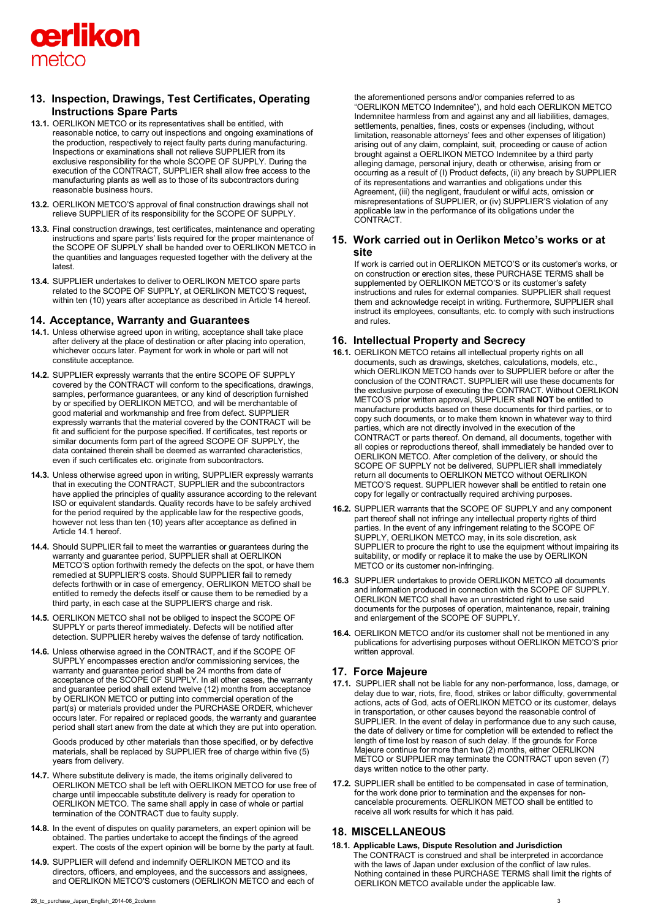## 13. Inspection, Drawings, Test Certificates, Operating Instructions Spare Parts

**13.1.** OERLIKON METCO or its representatives shall be entitled, with reasonable notice, to carry out inspections and ongoing examinations of the production, respectively to reject faulty parts during manufacturing. Inspections or examinations shall not relieve SUPPLIER from its exclusive responsibility for the whole SCOPE OF SUPPLY. During the execution of the CONTRACT, SUPPLIER shall allow free access to the manufacturing plants as well as to those of its subcontractors during reasonable business hours.

**13.2.** OERLIKON METCO'S approval of final construction drawings shall not relieve SUPPLIER of its responsibility for the SCOPE OF SUPPLY.

**13.3.** Final construction drawings, test certificates, maintenance and operating instructions and spare parts' lists required for the proper maintenance of the SCOPE OF SUPPLY shall be handed over to OERLIKON METCO in the quantities and languages requested together with the delivery at the latest.

**13.4.** SUPPLIER undertakes to deliver to OERLIKON METCO spare parts related to the SCOPE OF SUPPLY, at OERLIKON METCO'S request, within ten (10) years after acceptance as described in Article 14 hereof.

## 14. Acceptance, Warranty and Guarantees

**14.1.** Unless otherwise agreed upon in writing, acceptance shall take place after delivery at the place of destination or after placing into operation, whichever occurs later. Payment for work in whole or part will not constitute acceptance.

**14.2.** SUPPLIER expressly warrants that the entire SCOPE OF SUPPLY covered by the CONTRACT will conform to the specifications, drawings, samples, performance guarantees, or any kind of description furnished by or specified by OERLIKON METCO, and will be merchantable of good material and workmanship and free from defect. SUPPLIER expressly warrants that the material covered by the CONTRACT will be fit and sufficient for the purpose specified. If certificates, test reports or similar documents form part of the agreed SCOPE OF SUPPLY, the data contained therein shall be deemed as warranted characteristics, even if such certificates etc. originate from subcontractors.

**14.3.** Unless otherwise agreed upon in writing, SUPPLIER expressly warrants that in executing the CONTRACT, SUPPLIER and the subcontractors have applied the principles of quality assurance according to the relevant ISO or equivalent standards. Quality records have to be safely archived for the period required by the applicable law for the respective goods, however not less than ten (10) years after acceptance as defined in Article 14.1 hereof.

**14.4.** Should SUPPLIER fail to meet the warranties or guarantees during the warranty and guarantee period, SUPPLIER shall at OERLIKON METCO'S option forthwith remedy the defects on the spot, or have them remedied at SUPPLIER'S costs. Should SUPPLIER fail to remedy defects forthwith or in case of emergency, OERLIKON METCO shall be entitled to remedy the defects itself or cause them to be remedied by a third party, in each case at the SUPPLIER'S charge and risk.

**14.5.** OERLIKON METCO shall not be obliged to inspect the SCOPE OF SUPPLY or parts thereof immediately. Defects will be notified after detection. SUPPLIER hereby waives the defense of tardy notification.

**14.6.** Unless otherwise agreed in the CONTRACT, and if the SCOPE OF SUPPLY encompasses erection and/or commissioning services, the warranty and guarantee period shall be 24 months from date of acceptance of the SCOPE OF SUPPLY. In all other cases, the warranty and guarantee period shall extend twelve (12) months from acceptance by OERLIKON METCO or putting into commercial operation of the part(s) or materials provided under the PURCHASE ORDER, whichever occurs later. For repaired or replaced goods, the warranty and guarantee period shall start anew from the date at which they are put into operation.

Goods produced by other materials than those specified, or by defective materials, shall be replaced by SUPPLIER free of charge within five (5) years from delivery.

**14.7.** Where substitute delivery is made, the items originally delivered to OERLIKON METCO shall be left with OERLIKON METCO for use free of charge until impeccable substitute delivery is ready for operation to OERLIKON METCO. The same shall apply in case of whole or partial termination of the CONTRACT due to faulty supply.

**14.8.** In the event of disputes on quality parameters, an expert opinion will be obtained. The parties undertake to accept the findings of the agreed expert. The costs of the expert opinion will be borne by the party at fault.

**14.9.** SUPPLIER will defend and indemnify OERLIKON METCO and its directors, officers, and employees, and the successors and assignees, and OERLIKON METCO'S customers (OERLIKON METCO and each of the aforementioned persons and/or companies referred to as "OERLIKON METCO Indemnitee"), and hold each OERLIKON METCO Indemnitee harmless from and against any and all liabilities, damages, settlements, penalties, fines, costs or expenses (including, without limitation, reasonable attorneys' fees and other expenses of litigation) arising out of any claim, complaint, suit, proceeding or cause of action brought against a OERLIKON METCO Indemnitee by a third party alleging damage, personal injury, death or otherwise, arising from or occurring as a result of (I) Product defects, (ii) any breach by SUPPLIER of its representations and warranties and obligations under this Agreement, (iii) the negligent, fraudulent or wilful acts, omission or misrepresentations of SUPPLIER, or (iv) SUPPLIER'S violation of any applicable law in the performance of its obligations under the CONTRACT.

## 15. Work carried out in Oerlikon Metco's works or at site

If work is carried out in OERLIKON METCO'S or its customer's works, or on construction or erection sites, these PURCHASE TERMS shall be supplemented by OERLIKON METCO'S or its customer's safety instructions and rules for external companies. SUPPLIER shall request them and acknowledge receipt in writing. Furthermore, SUPPLIER shall instruct its employees, consultants, etc. to comply with such instructions and rules.

## 16. Intellectual Property and Secrecy

**16.1.** OERLIKON METCO retains all intellectual property rights on all documents, such as drawings, sketches, calculations, models, etc., which OERLIKON METCO hands over to SUPPLIER before or after the conclusion of the CONTRACT. SUPPLIER will use these documents for the exclusive purpose of executing the CONTRACT. Without OERLIKON METCO'S prior written approval, SUPPLIER shall **NOT** be entitled to manufacture products based on these documents for third parties, or to copy such documents, or to make them known in whatever way to third parties, which are not directly involved in the execution of the CONTRACT or parts thereof. On demand, all documents, together with all copies or reproductions thereof, shall immediately be handed over to OERLIKON METCO. After completion of the delivery, or should the SCOPE OF SUPPLY not be delivered, SUPPLIER shall immediately return all documents to OERLIKON METCO without OERLIKON METCO'S request. SUPPLIER however shall be entitled to retain one copy for legally or contractually required archiving purposes.

**16.2.** SUPPLIER warrants that the SCOPE OF SUPPLY and any component part thereof shall not infringe any intellectual property rights of third parties. In the event of any infringement relating to the SCOPE OF SUPPLY, OERLIKON METCO may, in its sole discretion, ask SUPPLIER to procure the right to use the equipment without impairing its suitability, or modify or replace it to make the use by OERLIKON METCO or its customer non-infringing.

**16.3** SUPPLIER undertakes to provide OERLIKON METCO all documents and information produced in connection with the SCOPE OF SUPPLY. OERLIKON METCO shall have an unrestricted right to use said documents for the purposes of operation, maintenance, repair, training and enlargement of the SCOPE OF SUPPLY.

**16.4.** OERLIKON METCO and/or its customer shall not be mentioned in any publications for advertising purposes without OERLIKON METCO'S prior written approval.

## 17. Force Majeure

**17.1.** SUPPLIER shall not be liable for any non-performance, loss, damage, or delay due to war, riots, fire, flood, strikes or labor difficulty, governmental actions, acts of God, acts of OERLIKON METCO or its customer, delays in transportation, or other causes beyond the reasonable control of SUPPLIER. In the event of delay in performance due to any such cause, the date of delivery or time for completion will be extended to reflect the length of time lost by reason of such delay. If the grounds for Force Majeure continue for more than two (2) months, either OERLIKON METCO or SUPPLIER may terminate the CONTRACT upon seven (7) days written notice to the other party.

**17.2.** SUPPLIER shall be entitled to be compensated in case of termination, for the work done prior to termination and the expenses for non-cancelable procurements. OERLIKON METCO shall be entitled to receive all work results for which it has paid.

## 18. MISCELLANEOUS

**18.1. Applicable Laws, Dispute Resolution and Jurisdiction**

The CONTRACT is construed and shall be interpreted in accordance with the laws of Japan under exclusion of the conflict of law rules. Nothing contained in these PURCHASE TERMS shall limit the rights of OERLIKON METCO available under the applicable law.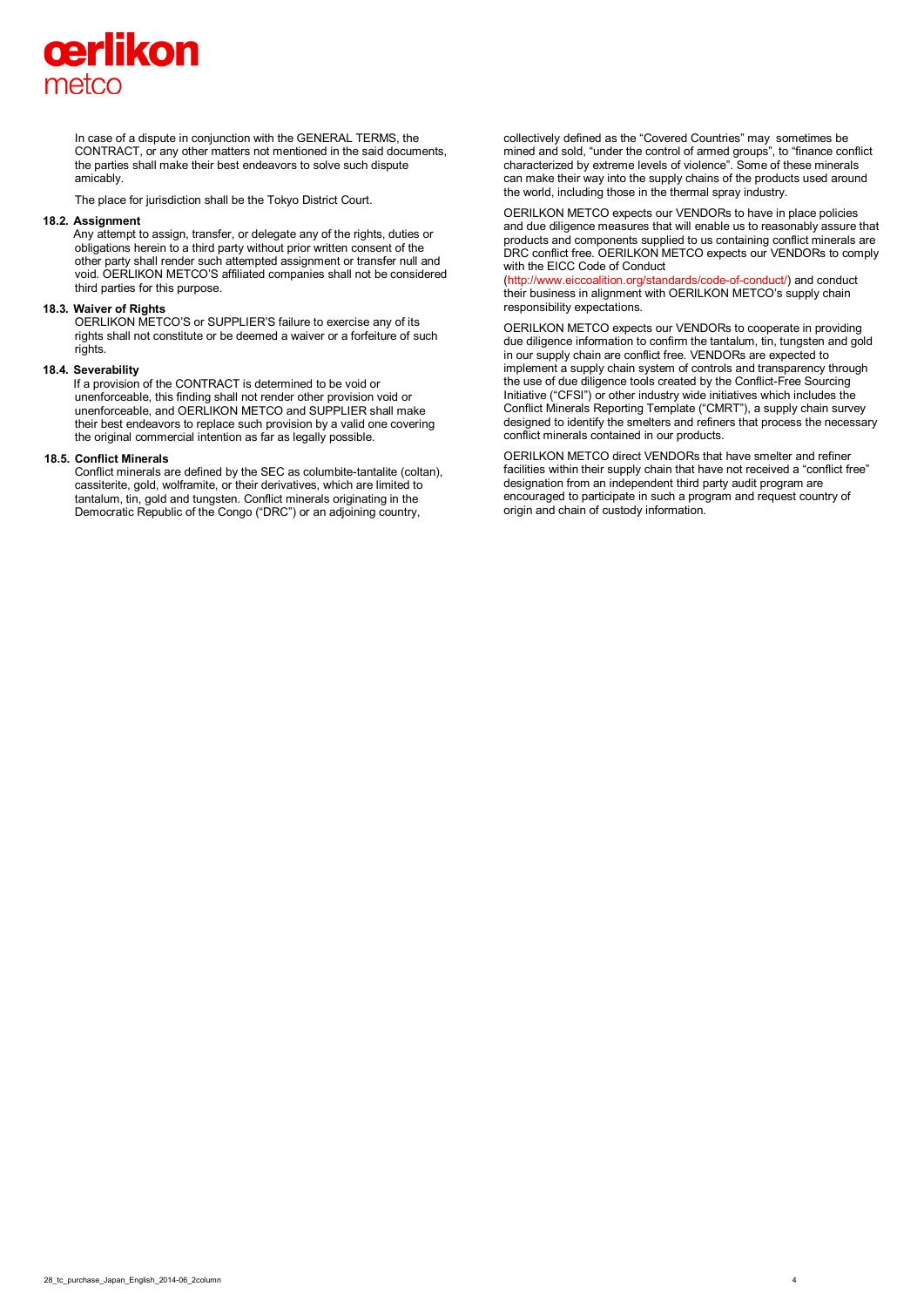In case of a dispute in conjunction with the GENERAL TERMS, the CONTRACT, or any other matters not mentioned in the said documents, the parties shall make their best endeavors to solve such dispute amicably.

The place for jurisdiction shall be the Tokyo District Court.

**18.2. Assignment**

Any attempt to assign, transfer, or delegate any of the rights, duties or obligations herein to a third party without prior written consent of the other party shall render such attempted assignment or transfer null and void. OERLIKON METCO'S affiliated companies shall not be considered third parties for this purpose.

**18.3. Waiver of Rights**

OERLIKON METCO'S or SUPPLIER'S failure to exercise any of its rights shall not constitute or be deemed a waiver or a forfeiture of such rights.

**18.4. Severability**

If a provision of the CONTRACT is determined to be void or unenforceable, this finding shall not render other provision void or unenforceable, and OERLIKON METCO and SUPPLIER shall make their best endeavors to replace such provision by a valid one covering the original commercial intention as far as legally possible.

**18.5. Conflict Minerals**

Conflict minerals are defined by the SEC as columbite-tantalite (coltan), cassiterite, gold, wolframite, or their derivatives, which are limited to tantalum, tin, gold and tungsten. Conflict minerals originating in the Democratic Republic of the Congo ("DRC") or an adjoining country, collectively defined as the "Covered Countries" may sometimes be mined and sold, "under the control of armed groups", to "finance conflict characterized by extreme levels of violence". Some of these minerals can make their way into the supply chains of the products used around the world, including those in the thermal spray industry.

OERILKON METCO expects our VENDORs to have in place policies and due diligence measures that will enable us to reasonably assure that products and components supplied to us containing conflict minerals are DRC conflict free. OERILKON METCO expects our VENDORs to comply with the EICC Code of Conduct (http://www.eiccoalition.org/standards/code-of-conduct/) and conduct their business in alignment with OERILKON METCO's supply chain responsibility expectations.

OERILKON METCO expects our VENDORs to cooperate in providing due diligence information to confirm the tantalum, tin, tungsten and gold in our supply chain are conflict free. VENDORs are expected to implement a supply chain system of controls and transparency through the use of due diligence tools created by the Conflict-Free Sourcing Initiative ("CFSI") or other industry wide initiatives which includes the Conflict Minerals Reporting Template ("CMRT"), a supply chain survey designed to identify the smelters and refiners that process the necessary conflict minerals contained in our products.

OERILKON METCO direct VENDORs that have smelter and refiner facilities within their supply chain that have not received a "conflict free" designation from an independent third party audit program are encouraged to participate in such a program and request country of origin and chain of custody information.